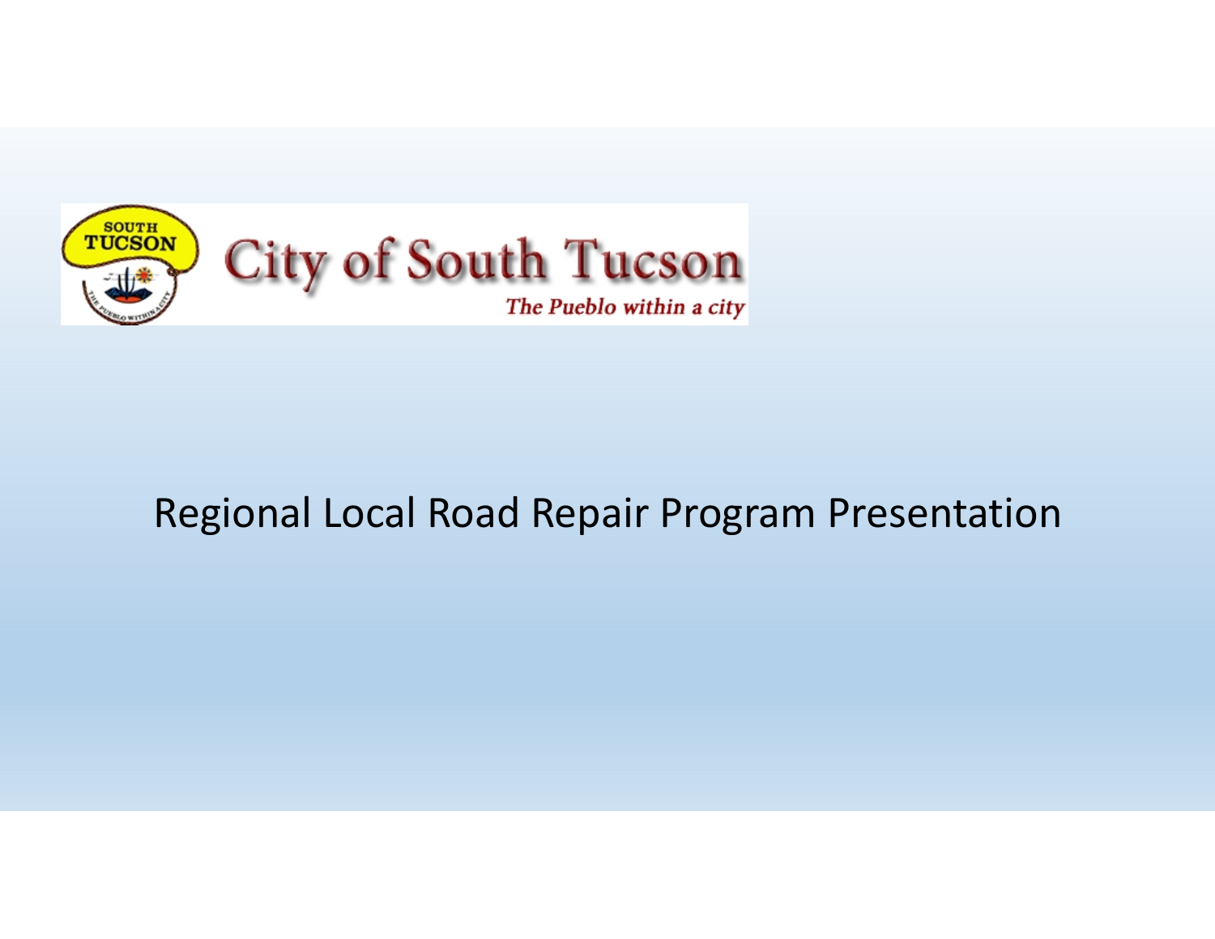# City of South Tucson

*The Pueblo within a city*

## Regional Local Road Repair Program Presentation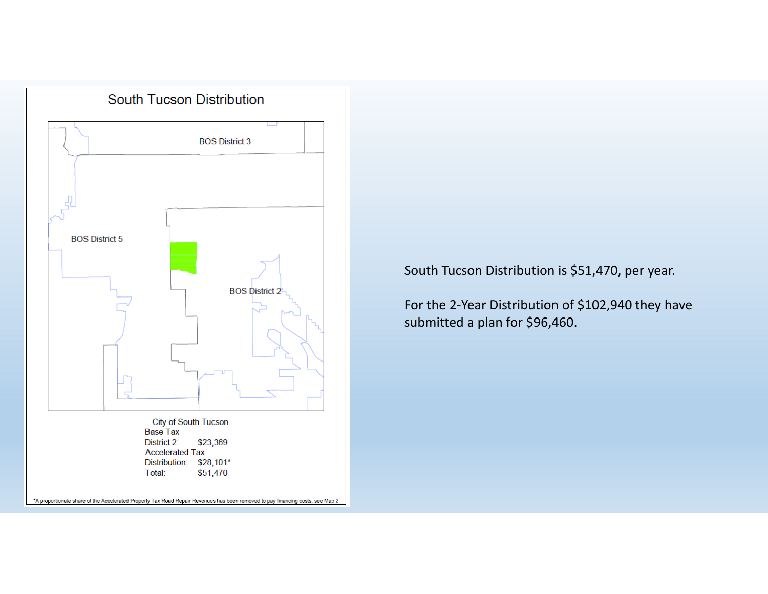## South Tucson Distribution

BOS District 3

BOS District 5

BOS District 2

City of South Tucson

Base Tax

District 2: $23,369

Accelerated Tax

Distribution: $28,101*

Total: $51,470

*A proportionate share of the Accelerated Property Tax Road Repair Revenues has been removed to pay financing costs, see Map 2

South Tucson Distribution is $51,470, per year.

For the 2-Year Distribution of $102,940 they have submitted a plan for $96,460.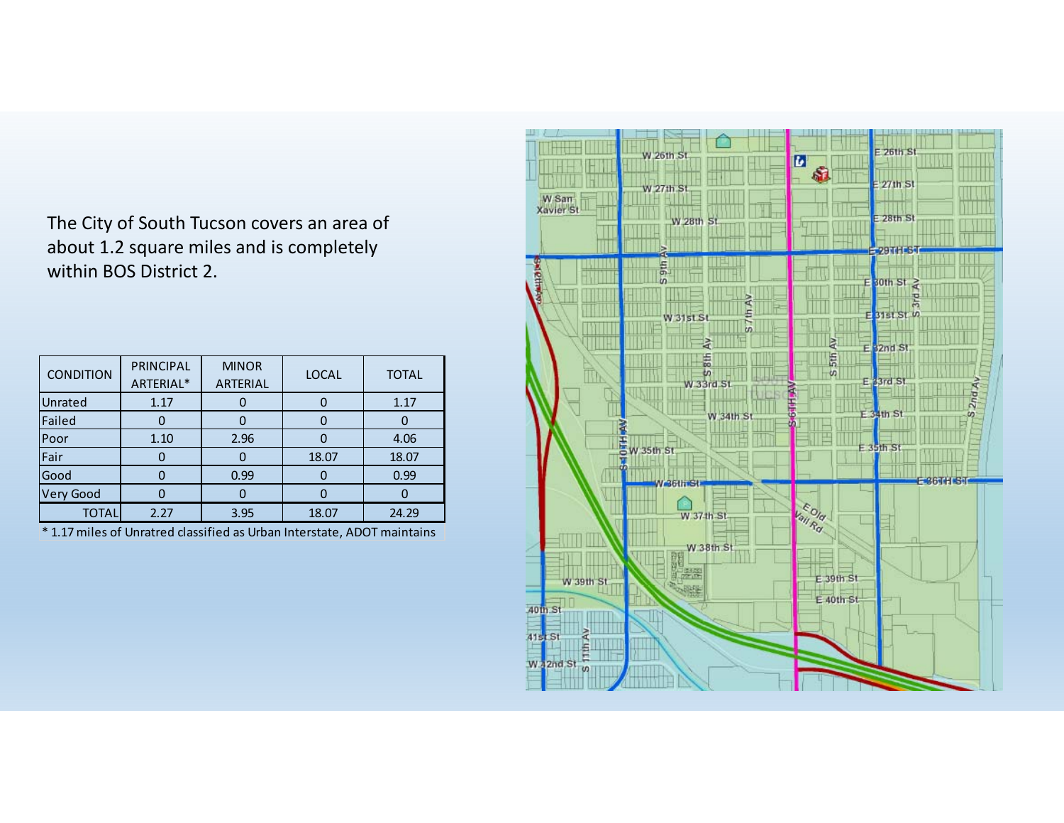The City of South Tucson covers an area of about 1.2 square miles and is completely within BOS District 2.

| CONDITION | PRINCIPAL ARTERIAL* | MINOR ARTERIAL | LOCAL | TOTAL |
|---|---|---|---|---|
| Unrated | 1.17 | 0 | 0 | 1.17 |
| Failed | 0 | 0 | 0 | 0 |
| Poor | 1.10 | 2.96 | 0 | 4.06 |
| Fair | 0 | 0 | 18.07 | 18.07 |
| Good | 0 | 0.99 | 0 | 0.99 |
| Very Good | 0 | 0 | 0 | 0 |
| TOTAL | 2.27 | 3.95 | 18.07 | 24.29 |

* 1.17 miles of Unratred classified as Urban Interstate, ADOT maintains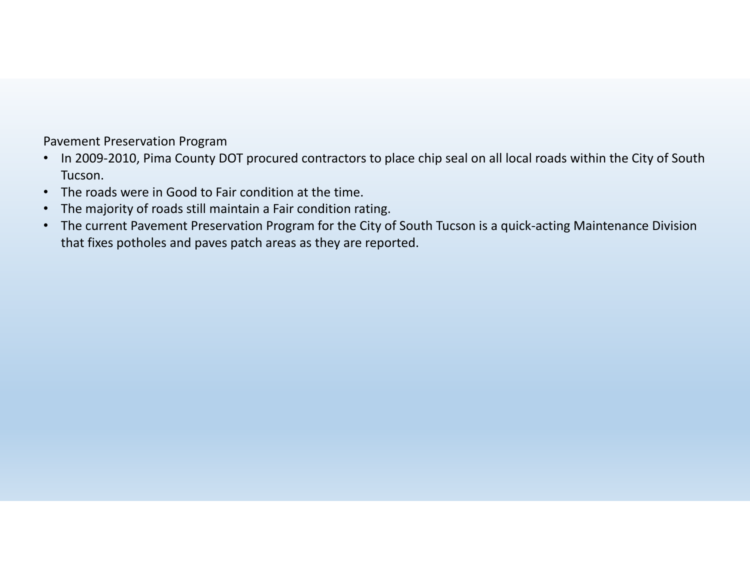Pavement Preservation Program

- In 2009-2010, Pima County DOT procured contractors to place chip seal on all local roads within the City of South Tucson.
- The roads were in Good to Fair condition at the time.
- The majority of roads still maintain a Fair condition rating.
- The current Pavement Preservation Program for the City of South Tucson is a quick-acting Maintenance Division that fixes potholes and paves patch areas as they are reported.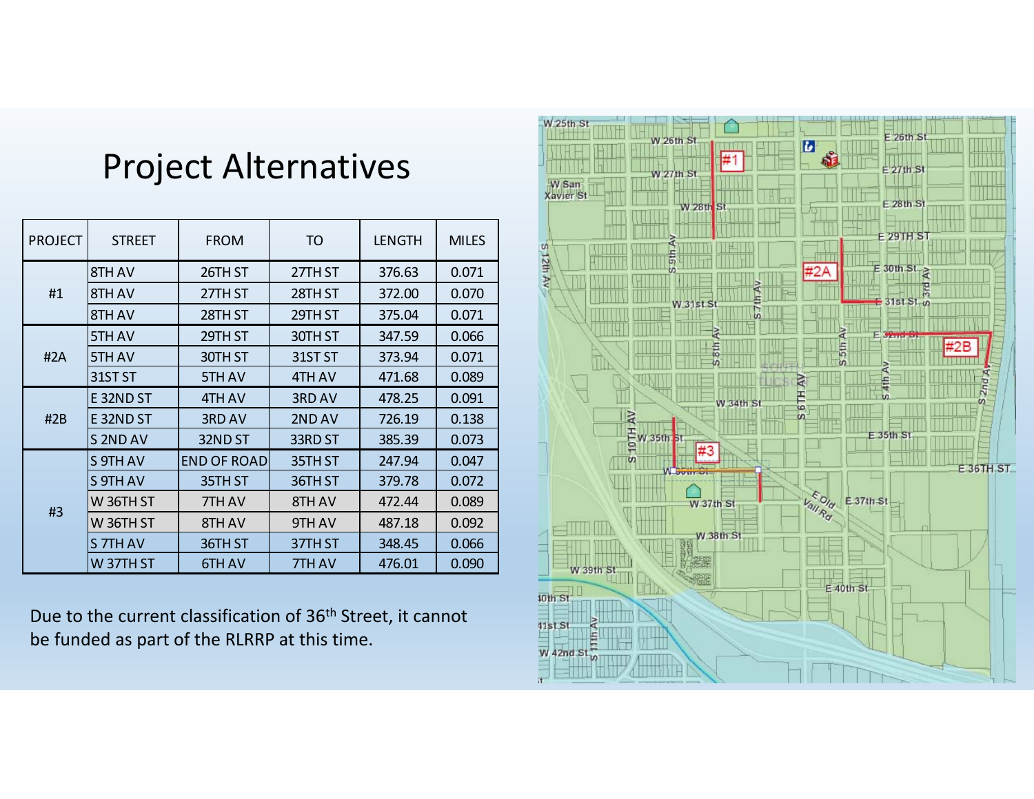# Project Alternatives

| PROJECT | STREET | FROM | TO | LENGTH | MILES |
|---|---|---|---|---|---|
| #1 | 8TH AV | 26TH ST | 27TH ST | 376.63 | 0.071 |
| | 8TH AV | 27TH ST | 28TH ST | 372.00 | 0.070 |
| | 8TH AV | 28TH ST | 29TH ST | 375.04 | 0.071 |
| #2A | 5TH AV | 29TH ST | 30TH ST | 347.59 | 0.066 |
| | 5TH AV | 30TH ST | 31ST ST | 373.94 | 0.071 |
| | 31ST ST | 5TH AV | 4TH AV | 471.68 | 0.089 |
| #2B | E 32ND ST | 4TH AV | 3RD AV | 478.25 | 0.091 |
| | E 32ND ST | 3RD AV | 2ND AV | 726.19 | 0.138 |
| | S 2ND AV | 32ND ST | 33RD ST | 385.39 | 0.073 |
| #3 | S 9TH AV | END OF ROAD | 35TH ST | 247.94 | 0.047 |
| | S 9TH AV | 35TH ST | 36TH ST | 379.78 | 0.072 |
| | W 36TH ST | 7TH AV | 8TH AV | 472.44 | 0.089 |
| | W 36TH ST | 8TH AV | 9TH AV | 487.18 | 0.092 |
| | S 7TH AV | 36TH ST | 37TH ST | 348.45 | 0.066 |
| | W 37TH ST | 6TH AV | 7TH AV | 476.01 | 0.090 |

Due to the current classification of 36th Street, it cannot be funded as part of the RLRRP at this time.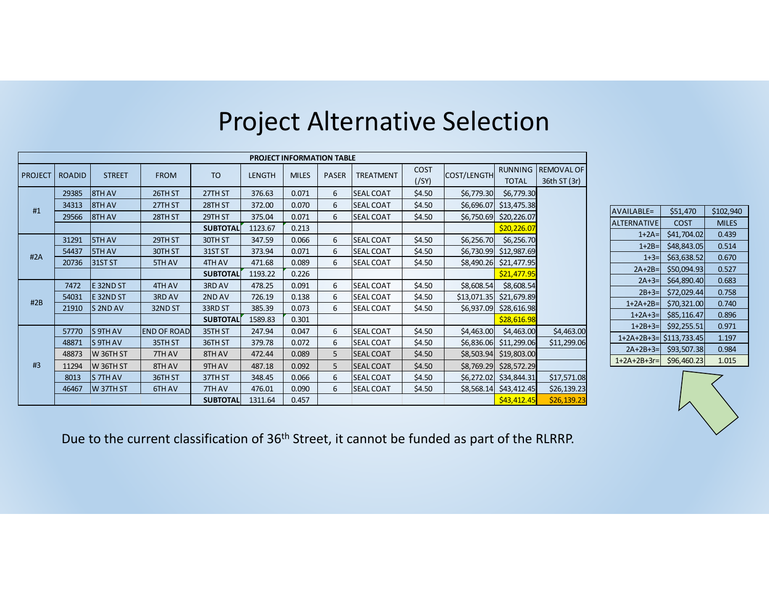# Project Alternative Selection

**PROJECT INFORMATION TABLE**

| PROJECT | ROADID | STREET | FROM | TO | LENGTH | MILES | PASER | TREATMENT | COST (/SY) | COST/LENGTH | RUNNING TOTAL | REMOVAL OF 36th ST (3r) |
|---|---|---|---|---|---|---|---|---|---|---|---|---|
| #1 | 29385 | 8TH AV | 26TH ST | 27TH ST | 376.63 | 0.071 | 6 | SEAL COAT | $4.50 | $6,779.30 | $6,779.30 | |
| | 34313 | 8TH AV | 27TH ST | 28TH ST | 372.00 | 0.070 | 6 | SEAL COAT | $4.50 | $6,696.07 | $13,475.38 | |
| | 29566 | 8TH AV | 28TH ST | 29TH ST | 375.04 | 0.071 | 6 | SEAL COAT | $4.50 | $6,750.69 | $20,226.07 | |
| | | | | **SUBTOTAL** | 1123.67 | 0.213 | | | | | $20,226.07 | |
| #2A | 31291 | 5TH AV | 29TH ST | 30TH ST | 347.59 | 0.066 | 6 | SEAL COAT | $4.50 | $6,256.70 | $6,256.70 | |
| | 54437 | 5TH AV | 30TH ST | 31ST ST | 373.94 | 0.071 | 6 | SEAL COAT | $4.50 | $6,730.99 | $12,987.69 | |
| | 20736 | 31ST ST | 5TH AV | 4TH AV | 471.68 | 0.089 | 6 | SEAL COAT | $4.50 | $8,490.26 | $21,477.95 | |
| | | | | **SUBTOTAL** | 1193.22 | 0.226 | | | | | $21,477.95 | |
| #2B | 7472 | E 32ND ST | 4TH AV | 3RD AV | 478.25 | 0.091 | 6 | SEAL COAT | $4.50 | $8,608.54 | $8,608.54 | |
| | 54031 | E 32ND ST | 3RD AV | 2ND AV | 726.19 | 0.138 | 6 | SEAL COAT | $4.50 | $13,071.35 | $21,679.89 | |
| | 21910 | S 2ND AV | 32ND ST | 33RD ST | 385.39 | 0.073 | 6 | SEAL COAT | $4.50 | $6,937.09 | $28,616.98 | |
| | | | | **SUBTOTAL** | 1589.83 | 0.301 | | | | | $28,616.98 | |
| #3 | 57770 | S 9TH AV | END OF ROAD | 35TH ST | 247.94 | 0.047 | 6 | SEAL COAT | $4.50 | $4,463.00 | $4,463.00 | $4,463.00 |
| | 48871 | S 9TH AV | 35TH ST | 36TH ST | 379.78 | 0.072 | 6 | SEAL COAT | $4.50 | $6,836.06 | $11,299.06 | $11,299.06 |
| | 48873 | W 36TH ST | 7TH AV | 8TH AV | 472.44 | 0.089 | 5 | SEAL COAT | $4.50 | $8,503.94 | $19,803.00 | |
| | 11294 | W 36TH ST | 8TH AV | 9TH AV | 487.18 | 0.092 | 5 | SEAL COAT | $4.50 | $8,769.29 | $28,572.29 | |
| | 8013 | S 7TH AV | 36TH ST | 37TH ST | 348.45 | 0.066 | 6 | SEAL COAT | $4.50 | $6,272.02 | $34,844.31 | $17,571.08 |
| | 46467 | W 37TH ST | 6TH AV | 7TH AV | 476.01 | 0.090 | 6 | SEAL COAT | $4.50 | $8,568.14 | $43,412.45 | $26,139.23 |
| | | | | **SUBTOTAL** | 1311.64 | 0.457 | | | | | $43,412.45 | $26,139.23 |

| AVAILABLE= | $51,470 | $102,940 |
|---|---|---|
| ALTERNATIVE | COST | MILES |
| 1+2A= | $41,704.02 | 0.439 |
| 1+2B= | $48,843.05 | 0.514 |
| 1+3= | $63,638.52 | 0.670 |
| 2A+2B= | $50,094.93 | 0.527 |
| 2A+3= | $64,890.40 | 0.683 |
| 2B+3= | $72,029.44 | 0.758 |
| 1+2A+2B= | $70,321.00 | 0.740 |
| 1+2A+3= | $85,116.47 | 0.896 |
| 1+2B+3= | $92,255.51 | 0.971 |
| 1+2A+2B+3= | $113,733.45 | 1.197 |
| 2A+2B+3= | $93,507.38 | 0.984 |
| 1+2A+2B+3r= | $96,460.23 | 1.015 |

Due to the current classification of 36th Street, it cannot be funded as part of the RLRRP.